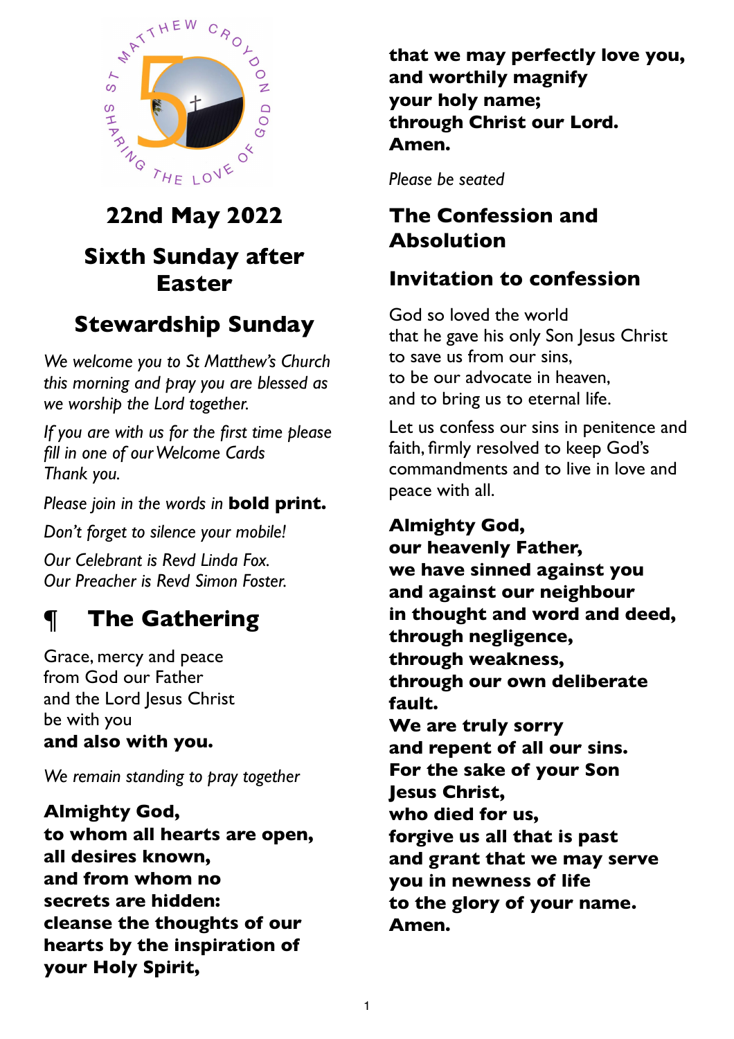ST MATTHEW CROYDON SHARING THE LOVE OF GOD

# 22nd May 2022

# Sixth Sunday after Easter

# Stewardship Sunday

*We welcome you to St Matthew's Church this morning and pray you are blessed as we worship the Lord together.*

*If you are with us for the first time please fill in one of our Welcome Cards*
*Thank you.*

*Please join in the words in* **bold print.**

*Don't forget to silence your mobile!*

*Our Celebrant is Revd Linda Fox.*
*Our Preacher is Revd Simon Foster.*

## ¶ The Gathering

Grace, mercy and peace
from God our Father
and the Lord Jesus Christ
be with you
**and also with you.**

*We remain standing to pray together*

**Almighty God,**
**to whom all hearts are open,**
**all desires known,**
**and from whom no secrets are hidden:**
**cleanse the thoughts of our hearts by the inspiration of your Holy Spirit,**
**that we may perfectly love you,**
**and worthily magnify**
**your holy name;**
**through Christ our Lord.**
**Amen.**

*Please be seated*

## The Confession and Absolution

### Invitation to confession

God so loved the world
that he gave his only Son Jesus Christ
to save us from our sins,
to be our advocate in heaven,
and to bring us to eternal life.

Let us confess our sins in penitence and faith, firmly resolved to keep God's commandments and to live in love and peace with all.

**Almighty God,**
**our heavenly Father,**
**we have sinned against you**
**and against our neighbour**
**in thought and word and deed,**
**through negligence,**
**through weakness,**
**through our own deliberate fault.**
**We are truly sorry**
**and repent of all our sins.**
**For the sake of your Son**
**Jesus Christ,**
**who died for us,**
**forgive us all that is past**
**and grant that we may serve**
**you in newness of life**
**to the glory of your name.**
**Amen.**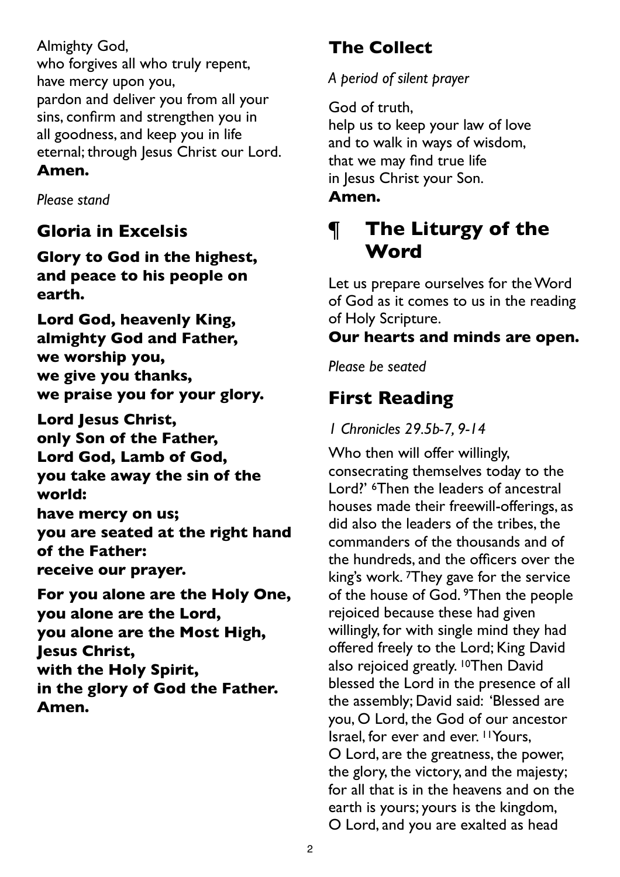Almighty God,
who forgives all who truly repent,
have mercy upon you,
pardon and deliver you from all your sins, confirm and strengthen you in all goodness, and keep you in life eternal; through Jesus Christ our Lord.
**Amen.**

*Please stand*

## Gloria in Excelsis

**Glory to God in the highest,
and peace to his people on earth.**

**Lord God, heavenly King,
almighty God and Father,
we worship you,
we give you thanks,
we praise you for your glory.**

**Lord Jesus Christ,
only Son of the Father,
Lord God, Lamb of God,
you take away the sin of the world:
have mercy on us;
you are seated at the right hand of the Father:
receive our prayer.**

**For you alone are the Holy One,
you alone are the Lord,
you alone are the Most High,
Jesus Christ,
with the Holy Spirit,
in the glory of God the Father.
Amen.**

## The Collect

*A period of silent prayer*

God of truth,
help us to keep your law of love
and to walk in ways of wisdom,
that we may find true life
in Jesus Christ your Son.
**Amen.**

# ¶ The Liturgy of the Word

Let us prepare ourselves for the Word of God as it comes to us in the reading of Holy Scripture.
**Our hearts and minds are open.**

*Please be seated*

## First Reading

*1 Chronicles 29.5b-7, 9-14*

Who then will offer willingly, consecrating themselves today to the Lord?' [6]Then the leaders of ancestral houses made their freewill-offerings, as did also the leaders of the tribes, the commanders of the thousands and of the hundreds, and the officers over the king's work. [7]They gave for the service of the house of God. [9]Then the people rejoiced because these had given willingly, for with single mind they had offered freely to the Lord; King David also rejoiced greatly. [10]Then David blessed the Lord in the presence of all the assembly; David said: 'Blessed are you, O Lord, the God of our ancestor Israel, for ever and ever. [11]Yours, O Lord, are the greatness, the power, the glory, the victory, and the majesty; for all that is in the heavens and on the earth is yours; yours is the kingdom, O Lord, and you are exalted as head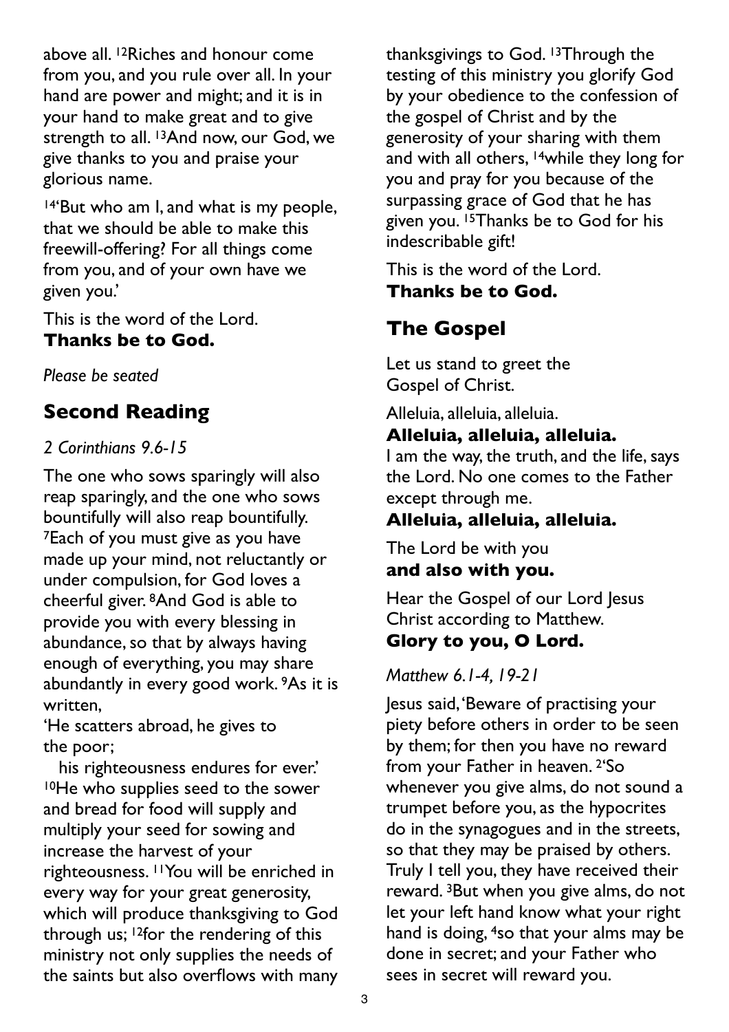above all. [12]Riches and honour come from you, and you rule over all. In your hand are power and might; and it is in your hand to make great and to give strength to all. [13]And now, our God, we give thanks to you and praise your glorious name.

[14]'But who am I, and what is my people, that we should be able to make this freewill-offering? For all things come from you, and of your own have we given you.'

This is the word of the Lord.
**Thanks be to God.**

*Please be seated*

## Second Reading

*2 Corinthians 9.6-15*

The one who sows sparingly will also reap sparingly, and the one who sows bountifully will also reap bountifully. [7]Each of you must give as you have made up your mind, not reluctantly or under compulsion, for God loves a cheerful giver. [8]And God is able to provide you with every blessing in abundance, so that by always having enough of everything, you may share abundantly in every good work. [9]As it is written,

'He scatters abroad, he gives to the poor;
his righteousness endures for ever.'

[10]He who supplies seed to the sower and bread for food will supply and multiply your seed for sowing and increase the harvest of your righteousness. [11]You will be enriched in every way for your great generosity, which will produce thanksgiving to God through us; [12]for the rendering of this ministry not only supplies the needs of the saints but also overflows with many thanksgivings to God. [13]Through the testing of this ministry you glorify God by your obedience to the confession of the gospel of Christ and by the generosity of your sharing with them and with all others, [14]while they long for you and pray for you because of the surpassing grace of God that he has given you. [15]Thanks be to God for his indescribable gift!

This is the word of the Lord.
**Thanks be to God.**

## The Gospel

Let us stand to greet the Gospel of Christ.

Alleluia, alleluia, alleluia.
**Alleluia, alleluia, alleluia.**
I am the way, the truth, and the life, says the Lord. No one comes to the Father except through me.
**Alleluia, alleluia, alleluia.**

The Lord be with you
**and also with you.**

Hear the Gospel of our Lord Jesus Christ according to Matthew.
**Glory to you, O Lord.**

*Matthew 6.1-4, 19-21*

Jesus said, 'Beware of practising your piety before others in order to be seen by them; for then you have no reward from your Father in heaven. [2]'So whenever you give alms, do not sound a trumpet before you, as the hypocrites do in the synagogues and in the streets, so that they may be praised by others. Truly I tell you, they have received their reward. [3]But when you give alms, do not let your left hand know what your right hand is doing, [4]so that your alms may be done in secret; and your Father who sees in secret will reward you.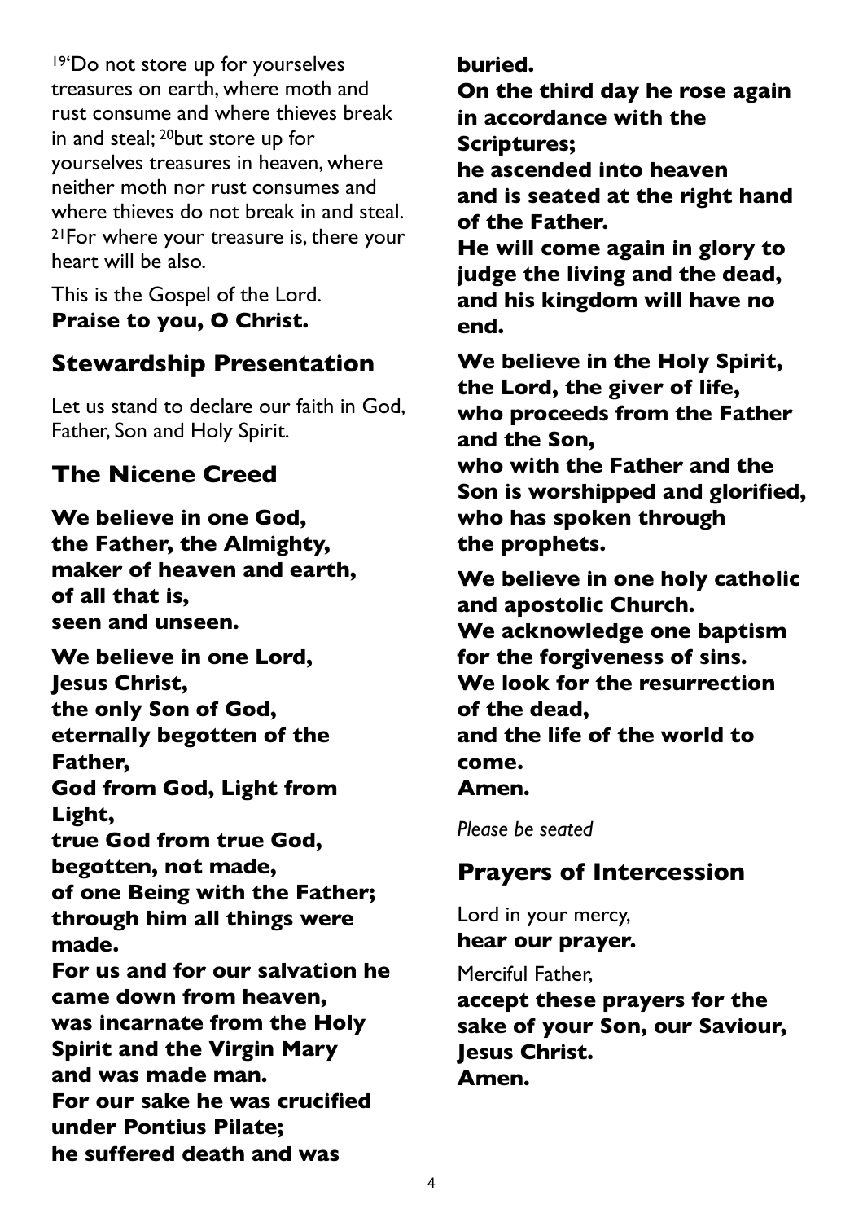[19]'Do not store up for yourselves treasures on earth, where moth and rust consume and where thieves break in and steal; [20]but store up for yourselves treasures in heaven, where neither moth nor rust consumes and where thieves do not break in and steal. [21]For where your treasure is, there your heart will be also.

This is the Gospel of the Lord.
**Praise to you, O Christ.**

## Stewardship Presentation

Let us stand to declare our faith in God, Father, Son and Holy Spirit.

## The Nicene Creed

**We believe in one God,
the Father, the Almighty,
maker of heaven and earth,
of all that is,
seen and unseen.**

**We believe in one Lord,
Jesus Christ,
the only Son of God,
eternally begotten of the Father,
God from God, Light from Light,
true God from true God,
begotten, not made,
of one Being with the Father;
through him all things were made.
For us and for our salvation he came down from heaven,
was incarnate from the Holy Spirit and the Virgin Mary
and was made man.
For our sake he was crucified under Pontius Pilate;
he suffered death and was buried.
On the third day he rose again
in accordance with the Scriptures;
he ascended into heaven
and is seated at the right hand of the Father.
He will come again in glory to judge the living and the dead,
and his kingdom will have no end.**

**We believe in the Holy Spirit,
the Lord, the giver of life,
who proceeds from the Father and the Son,
who with the Father and the Son is worshipped and glorified,
who has spoken through
the prophets.**

**We believe in one holy catholic and apostolic Church.
We acknowledge one baptism
for the forgiveness of sins.
We look for the resurrection
of the dead,
and the life of the world to come.
Amen.**

*Please be seated*

## Prayers of Intercession

Lord in your mercy,
**hear our prayer.**

Merciful Father,
**accept these prayers for the sake of your Son, our Saviour, Jesus Christ.
Amen.**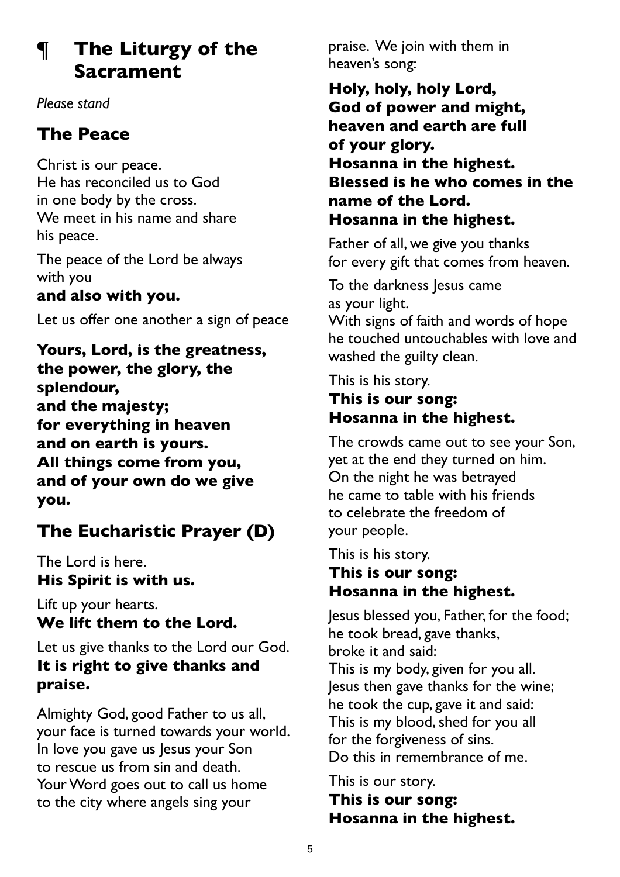# ¶ The Liturgy of the Sacrament

*Please stand*

## The Peace

Christ is our peace.
He has reconciled us to God
in one body by the cross.
We meet in his name and share
his peace.

The peace of the Lord be always
with you
**and also with you.**

Let us offer one another a sign of peace

**Yours, Lord, is the greatness,
the power, the glory, the
splendour,
and the majesty;
for everything in heaven
and on earth is yours.
All things come from you,
and of your own do we give
you.**

## The Eucharistic Prayer (D)

The Lord is here.
**His Spirit is with us.**

Lift up your hearts.
**We lift them to the Lord.**

Let us give thanks to the Lord our God.
**It is right to give thanks and
praise.**

Almighty God, good Father to us all,
your face is turned towards your world.
In love you gave us Jesus your Son
to rescue us from sin and death.
Your Word goes out to call us home
to the city where angels sing your
praise. We join with them in
heaven's song:

**Holy, holy, holy Lord,
God of power and might,
heaven and earth are full
of your glory.
Hosanna in the highest.
Blessed is he who comes in the
name of the Lord.
Hosanna in the highest.**

Father of all, we give you thanks
for every gift that comes from heaven.

To the darkness Jesus came
as your light.
With signs of faith and words of hope
he touched untouchables with love and
washed the guilty clean.

This is his story.
**This is our song:
Hosanna in the highest.**

The crowds came out to see your Son,
yet at the end they turned on him.
On the night he was betrayed
he came to table with his friends
to celebrate the freedom of
your people.

This is his story.
**This is our song:
Hosanna in the highest.**

Jesus blessed you, Father, for the food;
he took bread, gave thanks,
broke it and said:
This is my body, given for you all.
Jesus then gave thanks for the wine;
he took the cup, gave it and said:
This is my blood, shed for you all
for the forgiveness of sins.
Do this in remembrance of me.

This is our story.
**This is our song:
Hosanna in the highest.**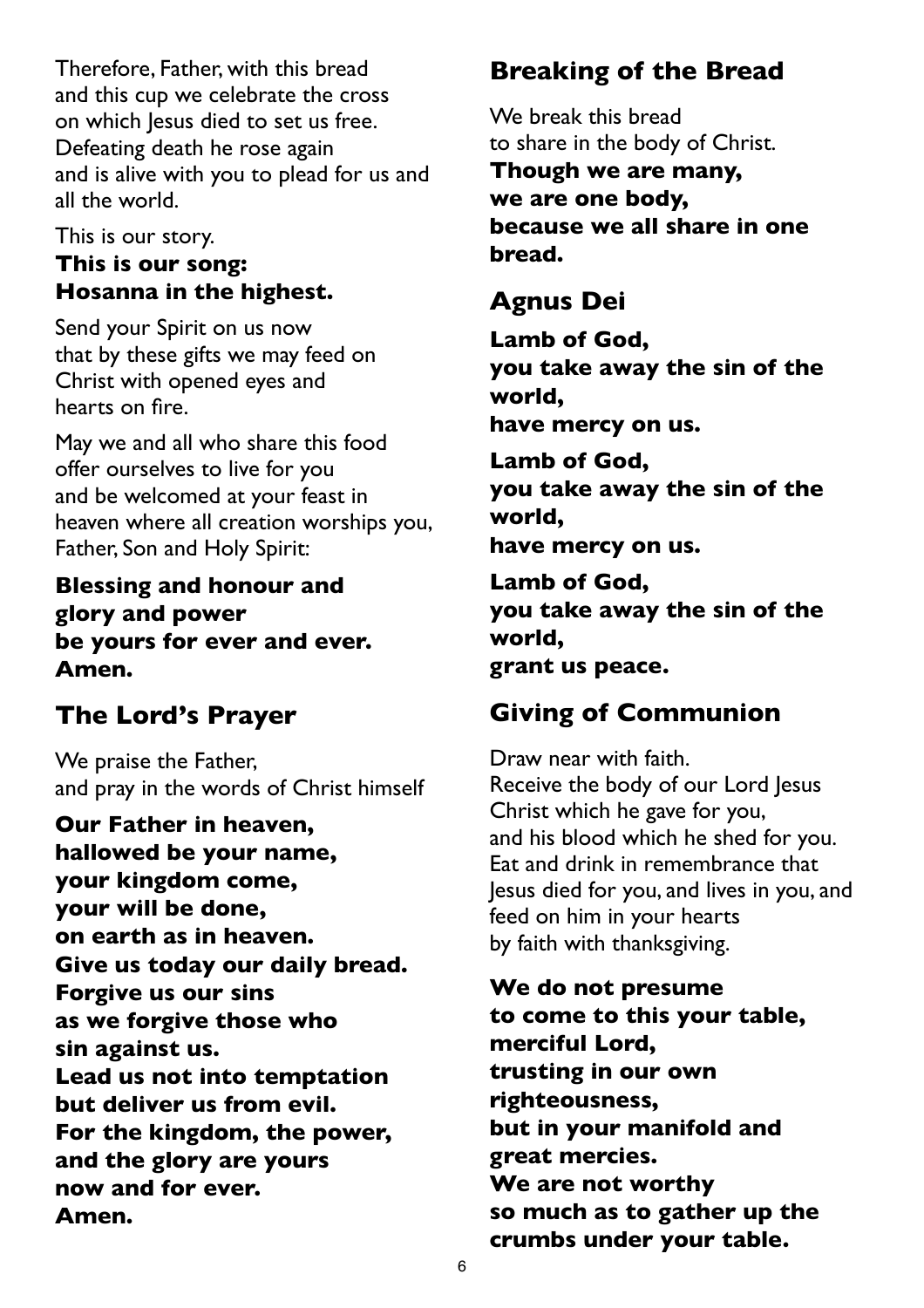Therefore, Father, with this bread
and this cup we celebrate the cross
on which Jesus died to set us free.
Defeating death he rose again
and is alive with you to plead for us and all the world.

This is our story.
**This is our song:**
**Hosanna in the highest.**

Send your Spirit on us now
that by these gifts we may feed on
Christ with opened eyes and
hearts on fire.

May we and all who share this food
offer ourselves to live for you
and be welcomed at your feast in
heaven where all creation worships you,
Father, Son and Holy Spirit:

**Blessing and honour and**
**glory and power**
**be yours for ever and ever.**
**Amen.**

## The Lord's Prayer

We praise the Father,
and pray in the words of Christ himself

**Our Father in heaven,**
**hallowed be your name,**
**your kingdom come,**
**your will be done,**
**on earth as in heaven.**
**Give us today our daily bread.**
**Forgive us our sins**
**as we forgive those who**
**sin against us.**
**Lead us not into temptation**
**but deliver us from evil.**
**For the kingdom, the power,**
**and the glory are yours**
**now and for ever.**
**Amen.**

## Breaking of the Bread

We break this bread
to share in the body of Christ.
**Though we are many,**
**we are one body,**
**because we all share in one**
**bread.**

## Agnus Dei

**Lamb of God,**
**you take away the sin of the**
**world,**
**have mercy on us.**

**Lamb of God,**
**you take away the sin of the**
**world,**
**have mercy on us.**

**Lamb of God,**
**you take away the sin of the**
**world,**
**grant us peace.**

## Giving of Communion

Draw near with faith.
Receive the body of our Lord Jesus
Christ which he gave for you,
and his blood which he shed for you.
Eat and drink in remembrance that
Jesus died for you, and lives in you, and
feed on him in your hearts
by faith with thanksgiving.

**We do not presume**
**to come to this your table,**
**merciful Lord,**
**trusting in our own**
**righteousness,**
**but in your manifold and**
**great mercies.**
**We are not worthy**
**so much as to gather up the**
**crumbs under your table.**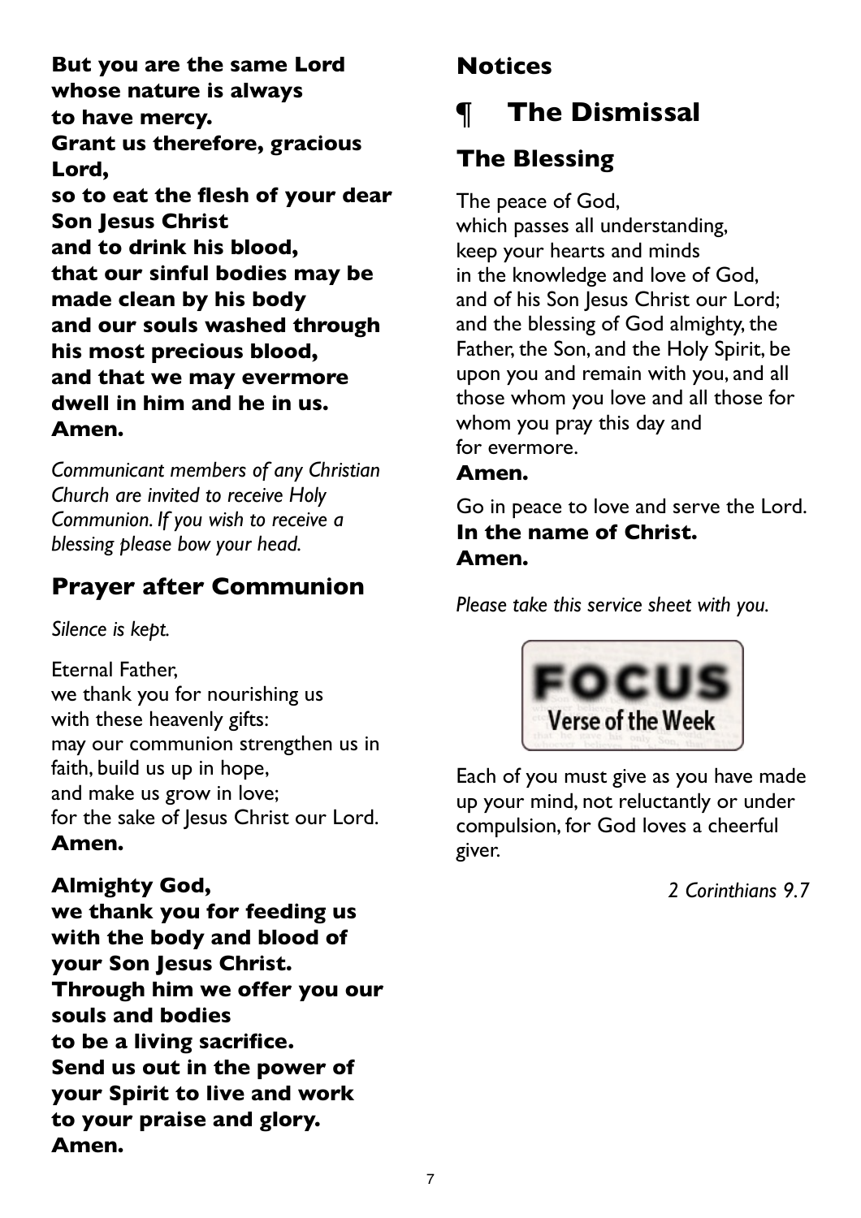**But you are the same Lord**
**whose nature is always**
**to have mercy.**
**Grant us therefore, gracious Lord,**
**so to eat the flesh of your dear Son Jesus Christ**
**and to drink his blood,**
**that our sinful bodies may be made clean by his body**
**and our souls washed through his most precious blood,**
**and that we may evermore dwell in him and he in us.**
**Amen.**

*Communicant members of any Christian Church are invited to receive Holy Communion. If you wish to receive a blessing please bow your head.*

## Prayer after Communion

*Silence is kept.*

Eternal Father,
we thank you for nourishing us
with these heavenly gifts:
may our communion strengthen us in faith, build us up in hope,
and make us grow in love;
for the sake of Jesus Christ our Lord.
**Amen.**

**Almighty God,**
**we thank you for feeding us**
**with the body and blood of your Son Jesus Christ.**
**Through him we offer you our souls and bodies**
**to be a living sacrifice.**
**Send us out in the power of your Spirit to live and work**
**to your praise and glory.**
**Amen.**

## Notices

# ¶ The Dismissal

## The Blessing

The peace of God,
which passes all understanding,
keep your hearts and minds
in the knowledge and love of God,
and of his Son Jesus Christ our Lord;
and the blessing of God almighty, the Father, the Son, and the Holy Spirit, be upon you and remain with you, and all those whom you love and all those for whom you pray this day and
for evermore.
**Amen.**

Go in peace to love and serve the Lord.
**In the name of Christ.**
**Amen.**

*Please take this service sheet with you.*

FOCUS
Verse of the Week

Each of you must give as you have made up your mind, not reluctantly or under compulsion, for God loves a cheerful giver.

*2 Corinthians 9.7*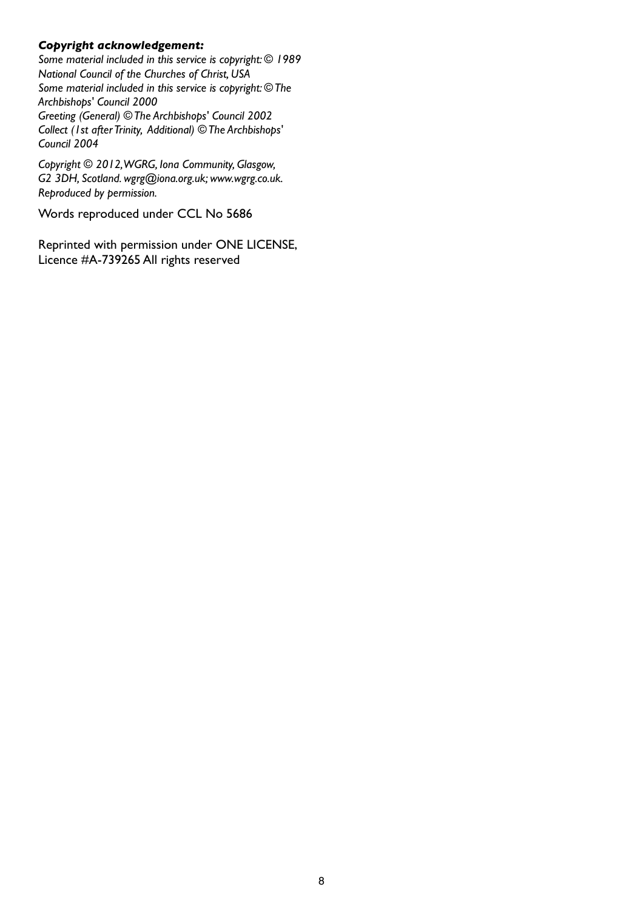***Copyright acknowledgement:***

*Some material included in this service is copyright: © 1989 National Council of the Churches of Christ, USA*
*Some material included in this service is copyright: © The Archbishops' Council 2000*
*Greeting (General) © The Archbishops' Council 2002*
*Collect (1st after Trinity, Additional) © The Archbishops' Council 2004*

*Copyright © 2012, WGRG, Iona Community, Glasgow, G2 3DH, Scotland. wgrg@iona.org.uk; www.wgrg.co.uk. Reproduced by permission.*

Words reproduced under CCL No 5686

Reprinted with permission under ONE LICENSE, Licence #A-739265 All rights reserved